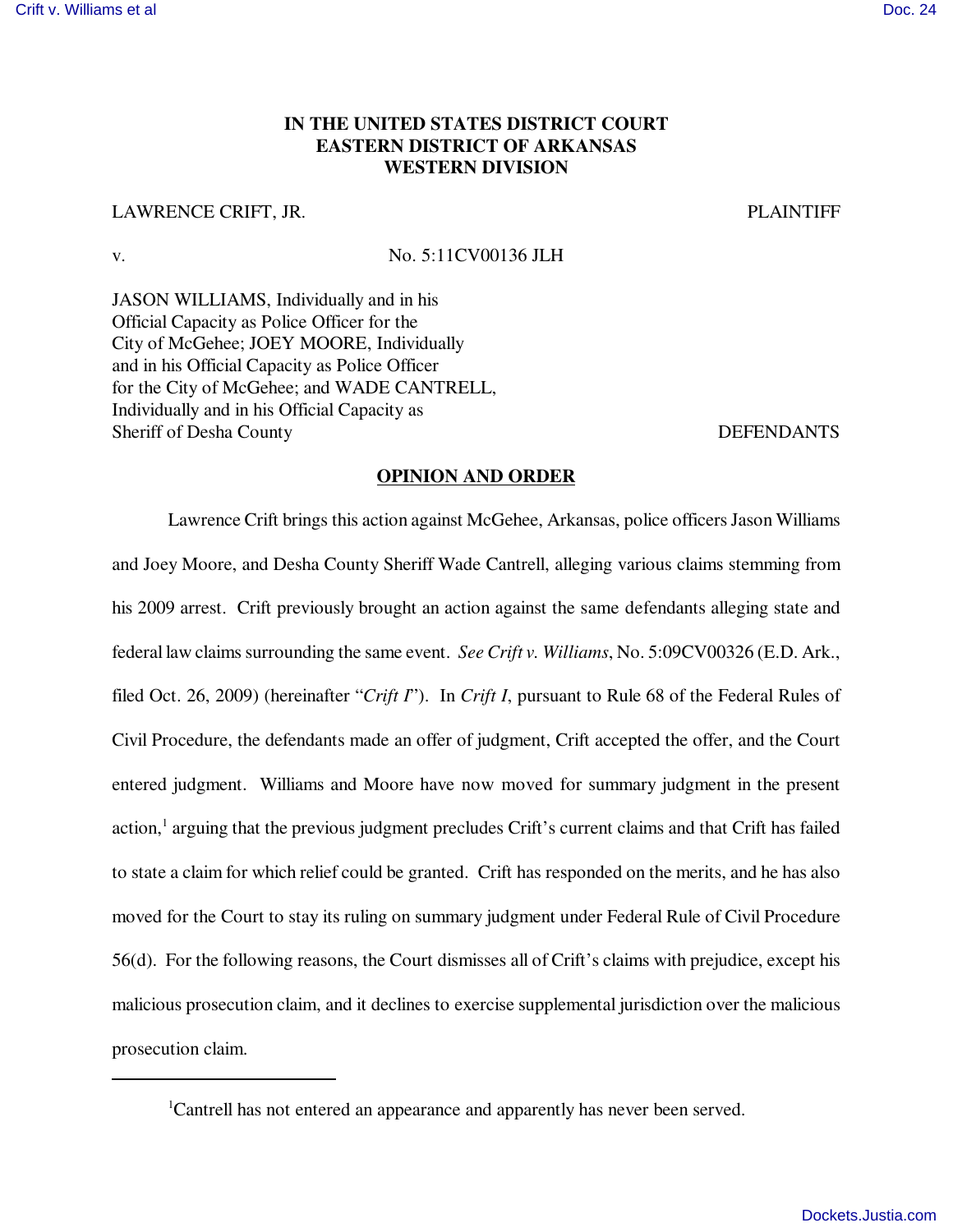**IN THE UNITED STATES DISTRICT COURT**
**EASTERN DISTRICT OF ARKANSAS**
**WESTERN DIVISION**

LAWRENCE CRIFT, JR. PLAINTIFF

v. No. 5:11CV00136 JLH

JASON WILLIAMS, Individually and in his Official Capacity as Police Officer for the City of McGehee; JOEY MOORE, Individually and in his Official Capacity as Police Officer for the City of McGehee; and WADE CANTRELL, Individually and in his Official Capacity as Sheriff of Desha County DEFENDANTS

**OPINION AND ORDER**

Lawrence Crift brings this action against McGehee, Arkansas, police officers Jason Williams and Joey Moore, and Desha County Sheriff Wade Cantrell, alleging various claims stemming from his 2009 arrest. Crift previously brought an action against the same defendants alleging state and federal law claims surrounding the same event. *See Crift v. Williams*, No. 5:09CV00326 (E.D. Ark., filed Oct. 26, 2009) (hereinafter "*Crift I*"). In *Crift I*, pursuant to Rule 68 of the Federal Rules of Civil Procedure, the defendants made an offer of judgment, Crift accepted the offer, and the Court entered judgment. Williams and Moore have now moved for summary judgment in the present action,[1] arguing that the previous judgment precludes Crift's current claims and that Crift has failed to state a claim for which relief could be granted. Crift has responded on the merits, and he has also moved for the Court to stay its ruling on summary judgment under Federal Rule of Civil Procedure 56(d). For the following reasons, the Court dismisses all of Crift's claims with prejudice, except his malicious prosecution claim, and it declines to exercise supplemental jurisdiction over the malicious prosecution claim.

---

[1]Cantrell has not entered an appearance and apparently has never been served.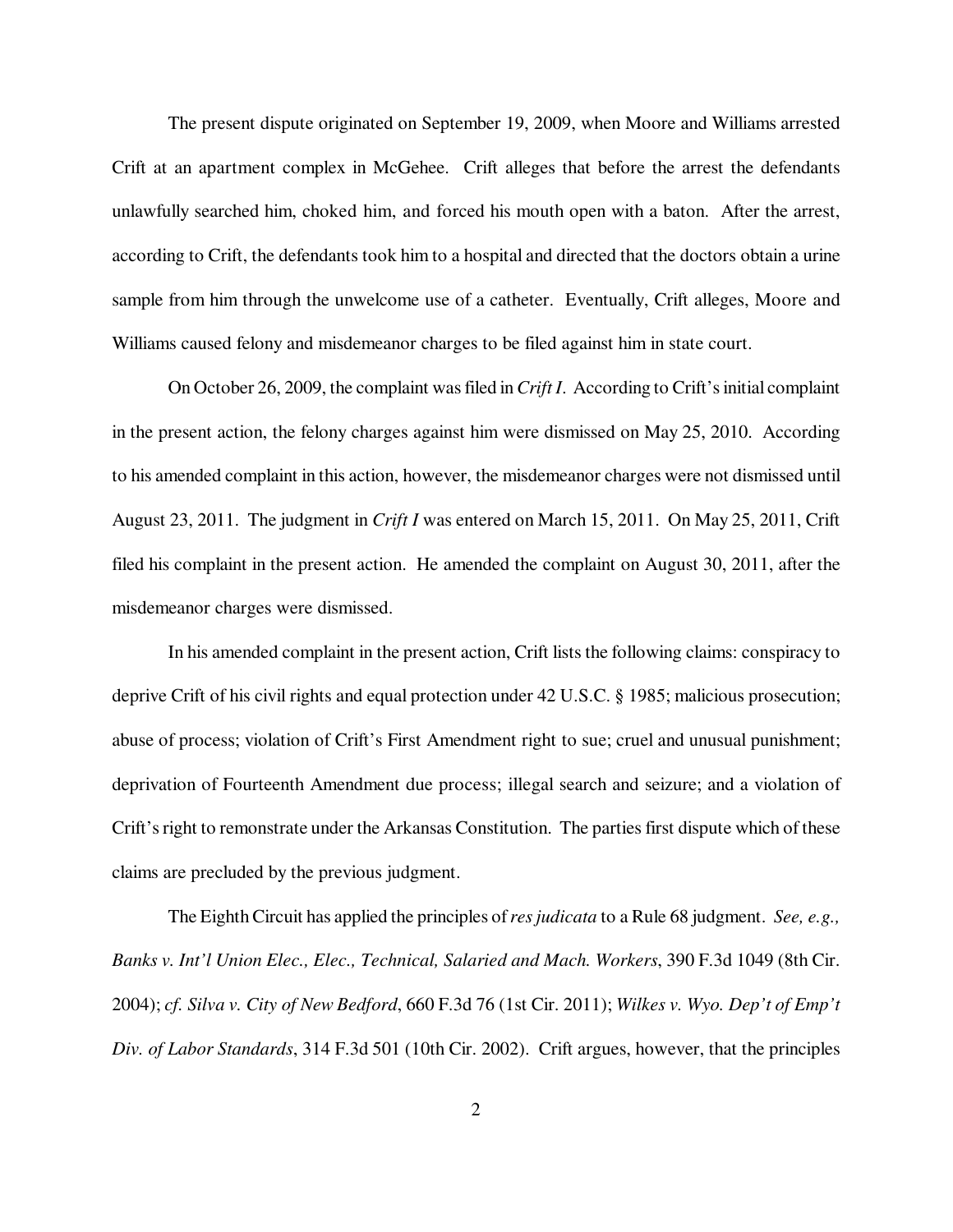The present dispute originated on September 19, 2009, when Moore and Williams arrested Crift at an apartment complex in McGehee. Crift alleges that before the arrest the defendants unlawfully searched him, choked him, and forced his mouth open with a baton. After the arrest, according to Crift, the defendants took him to a hospital and directed that the doctors obtain a urine sample from him through the unwelcome use of a catheter. Eventually, Crift alleges, Moore and Williams caused felony and misdemeanor charges to be filed against him in state court.

On October 26, 2009, the complaint was filed in *Crift I*. According to Crift's initial complaint in the present action, the felony charges against him were dismissed on May 25, 2010. According to his amended complaint in this action, however, the misdemeanor charges were not dismissed until August 23, 2011. The judgment in *Crift I* was entered on March 15, 2011. On May 25, 2011, Crift filed his complaint in the present action. He amended the complaint on August 30, 2011, after the misdemeanor charges were dismissed.

In his amended complaint in the present action, Crift lists the following claims: conspiracy to deprive Crift of his civil rights and equal protection under 42 U.S.C. § 1985; malicious prosecution; abuse of process; violation of Crift's First Amendment right to sue; cruel and unusual punishment; deprivation of Fourteenth Amendment due process; illegal search and seizure; and a violation of Crift's right to remonstrate under the Arkansas Constitution. The parties first dispute which of these claims are precluded by the previous judgment.

The Eighth Circuit has applied the principles of *res judicata* to a Rule 68 judgment. *See, e.g., Banks v. Int'l Union Elec., Elec., Technical, Salaried and Mach. Workers*, 390 F.3d 1049 (8th Cir. 2004); *cf. Silva v. City of New Bedford*, 660 F.3d 76 (1st Cir. 2011); *Wilkes v. Wyo. Dep't of Emp't Div. of Labor Standards*, 314 F.3d 501 (10th Cir. 2002). Crift argues, however, that the principles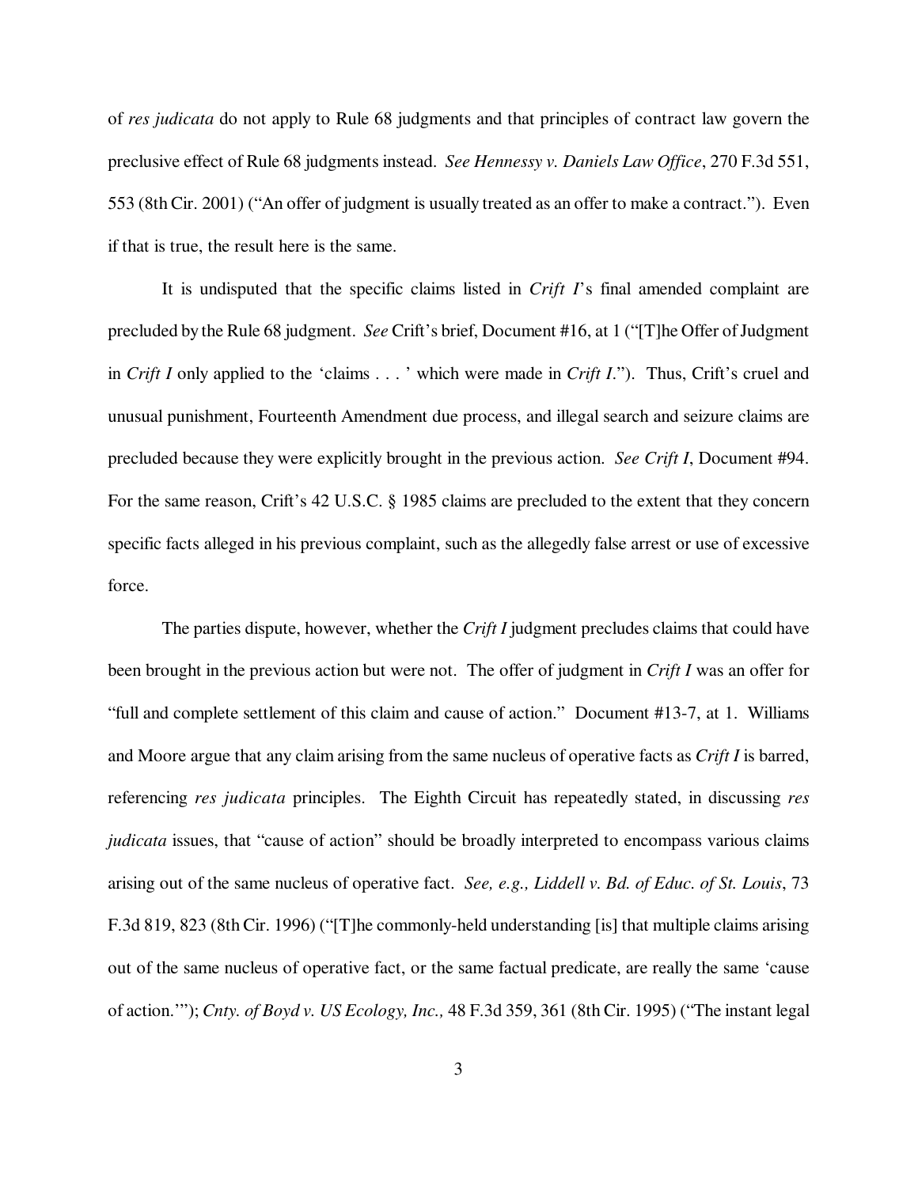of *res judicata* do not apply to Rule 68 judgments and that principles of contract law govern the preclusive effect of Rule 68 judgments instead. *See Hennessy v. Daniels Law Office*, 270 F.3d 551, 553 (8th Cir. 2001) ("An offer of judgment is usually treated as an offer to make a contract."). Even if that is true, the result here is the same.

It is undisputed that the specific claims listed in *Crift I*'s final amended complaint are precluded by the Rule 68 judgment. *See* Crift's brief, Document #16, at 1 ("[T]he Offer of Judgment in *Crift I* only applied to the 'claims . . . ' which were made in *Crift I*."). Thus, Crift's cruel and unusual punishment, Fourteenth Amendment due process, and illegal search and seizure claims are precluded because they were explicitly brought in the previous action. *See Crift I*, Document #94. For the same reason, Crift's 42 U.S.C. § 1985 claims are precluded to the extent that they concern specific facts alleged in his previous complaint, such as the allegedly false arrest or use of excessive force.

The parties dispute, however, whether the *Crift I* judgment precludes claims that could have been brought in the previous action but were not. The offer of judgment in *Crift I* was an offer for "full and complete settlement of this claim and cause of action." Document #13-7, at 1. Williams and Moore argue that any claim arising from the same nucleus of operative facts as *Crift I* is barred, referencing *res judicata* principles. The Eighth Circuit has repeatedly stated, in discussing *res judicata* issues, that "cause of action" should be broadly interpreted to encompass various claims arising out of the same nucleus of operative fact. *See, e.g., Liddell v. Bd. of Educ. of St. Louis*, 73 F.3d 819, 823 (8th Cir. 1996) ("[T]he commonly-held understanding [is] that multiple claims arising out of the same nucleus of operative fact, or the same factual predicate, are really the same 'cause of action.'"); *Cnty. of Boyd v. US Ecology, Inc.,* 48 F.3d 359, 361 (8th Cir. 1995) ("The instant legal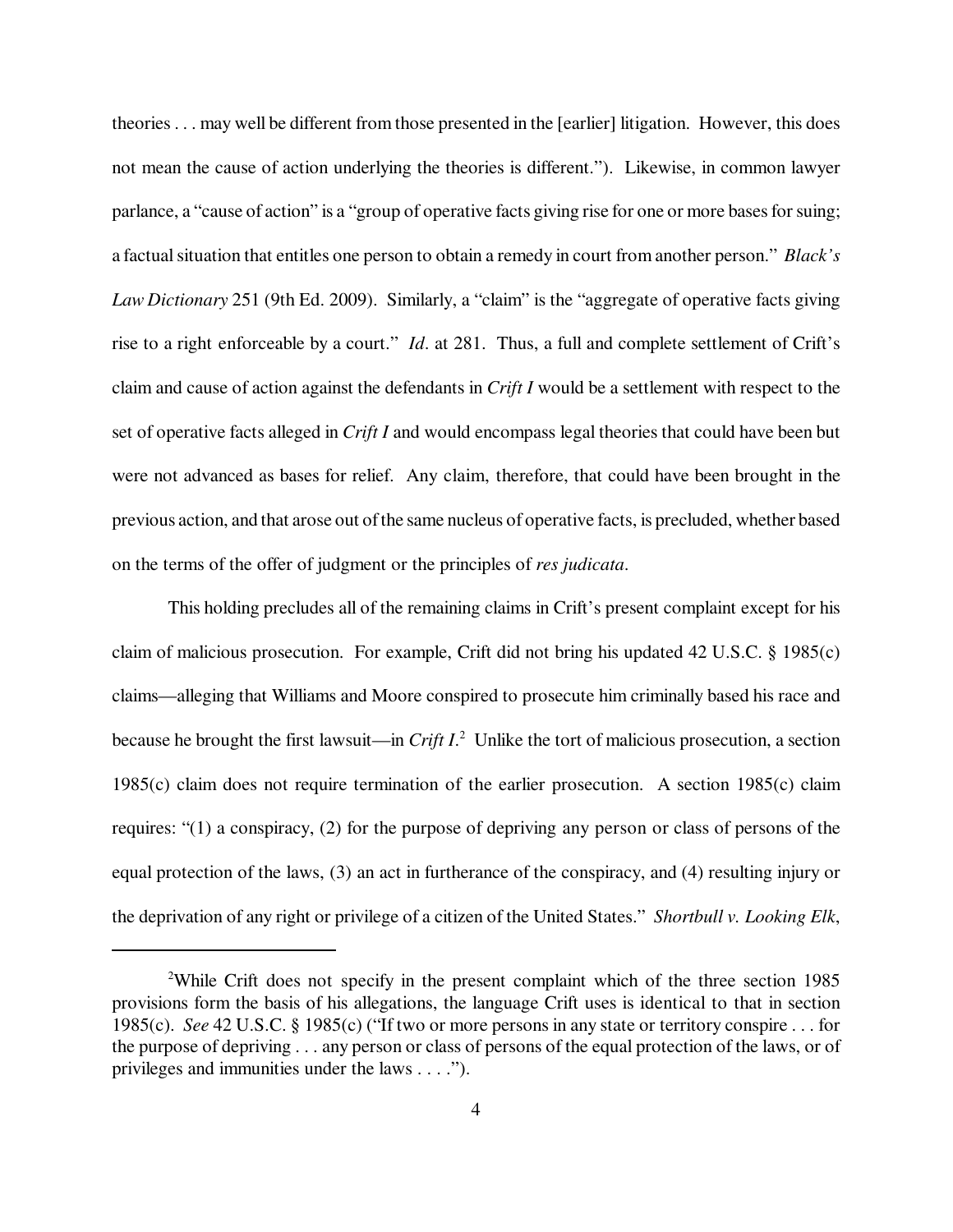theories . . . may well be different from those presented in the [earlier] litigation. However, this does not mean the cause of action underlying the theories is different."). Likewise, in common lawyer parlance, a "cause of action" is a "group of operative facts giving rise for one or more bases for suing; a factual situation that entitles one person to obtain a remedy in court from another person." *Black's Law Dictionary* 251 (9th Ed. 2009). Similarly, a "claim" is the "aggregate of operative facts giving rise to a right enforceable by a court." *Id*. at 281. Thus, a full and complete settlement of Crift's claim and cause of action against the defendants in *Crift I* would be a settlement with respect to the set of operative facts alleged in *Crift I* and would encompass legal theories that could have been but were not advanced as bases for relief. Any claim, therefore, that could have been brought in the previous action, and that arose out of the same nucleus of operative facts, is precluded, whether based on the terms of the offer of judgment or the principles of *res judicata*.

This holding precludes all of the remaining claims in Crift's present complaint except for his claim of malicious prosecution. For example, Crift did not bring his updated 42 U.S.C. § 1985(c) claims—alleging that Williams and Moore conspired to prosecute him criminally based his race and because he brought the first lawsuit—in *Crift I*.[2] Unlike the tort of malicious prosecution, a section 1985(c) claim does not require termination of the earlier prosecution. A section 1985(c) claim requires: "(1) a conspiracy, (2) for the purpose of depriving any person or class of persons of the equal protection of the laws, (3) an act in furtherance of the conspiracy, and (4) resulting injury or the deprivation of any right or privilege of a citizen of the United States." *Shortbull v. Looking Elk*,

[2]While Crift does not specify in the present complaint which of the three section 1985 provisions form the basis of his allegations, the language Crift uses is identical to that in section 1985(c). *See* 42 U.S.C. § 1985(c) ("If two or more persons in any state or territory conspire . . . for the purpose of depriving . . . any person or class of persons of the equal protection of the laws, or of privileges and immunities under the laws . . . .").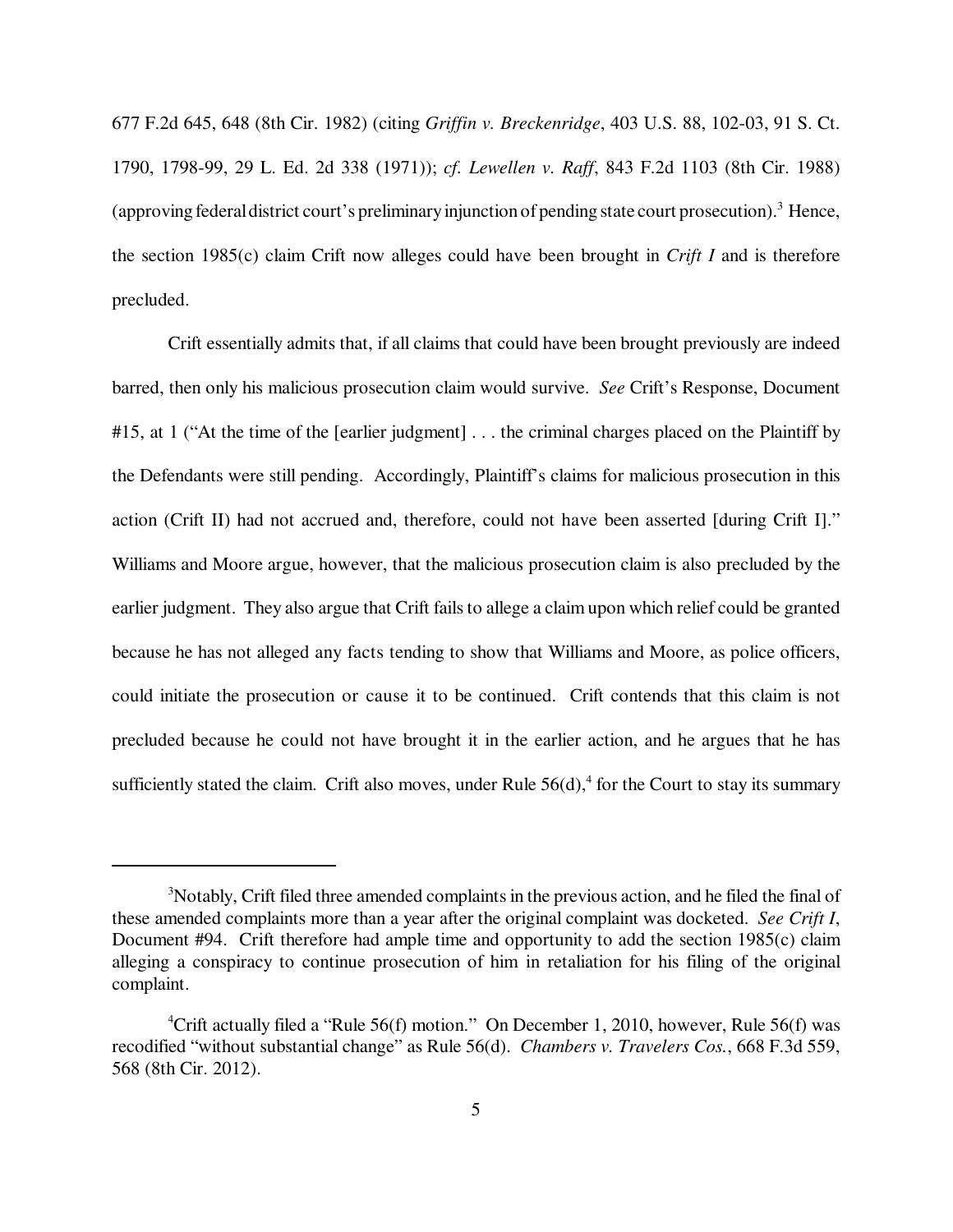677 F.2d 645, 648 (8th Cir. 1982) (citing *Griffin v. Breckenridge*, 403 U.S. 88, 102-03, 91 S. Ct. 1790, 1798-99, 29 L. Ed. 2d 338 (1971)); *cf. Lewellen v. Raff*, 843 F.2d 1103 (8th Cir. 1988) (approving federal district court's preliminary injunction of pending state court prosecution).[3] Hence, the section 1985(c) claim Crift now alleges could have been brought in *Crift I* and is therefore precluded.

Crift essentially admits that, if all claims that could have been brought previously are indeed barred, then only his malicious prosecution claim would survive. *See* Crift's Response, Document #15, at 1 ("At the time of the [earlier judgment] . . . the criminal charges placed on the Plaintiff by the Defendants were still pending. Accordingly, Plaintiff's claims for malicious prosecution in this action (Crift II) had not accrued and, therefore, could not have been asserted [during Crift I]." Williams and Moore argue, however, that the malicious prosecution claim is also precluded by the earlier judgment. They also argue that Crift fails to allege a claim upon which relief could be granted because he has not alleged any facts tending to show that Williams and Moore, as police officers, could initiate the prosecution or cause it to be continued. Crift contends that this claim is not precluded because he could not have brought it in the earlier action, and he argues that he has sufficiently stated the claim. Crift also moves, under Rule 56(d),[4] for the Court to stay its summary

---

[3]Notably, Crift filed three amended complaints in the previous action, and he filed the final of these amended complaints more than a year after the original complaint was docketed. *See Crift I*, Document #94. Crift therefore had ample time and opportunity to add the section 1985(c) claim alleging a conspiracy to continue prosecution of him in retaliation for his filing of the original complaint.

[4]Crift actually filed a "Rule 56(f) motion." On December 1, 2010, however, Rule 56(f) was recodified "without substantial change" as Rule 56(d). *Chambers v. Travelers Cos.*, 668 F.3d 559, 568 (8th Cir. 2012).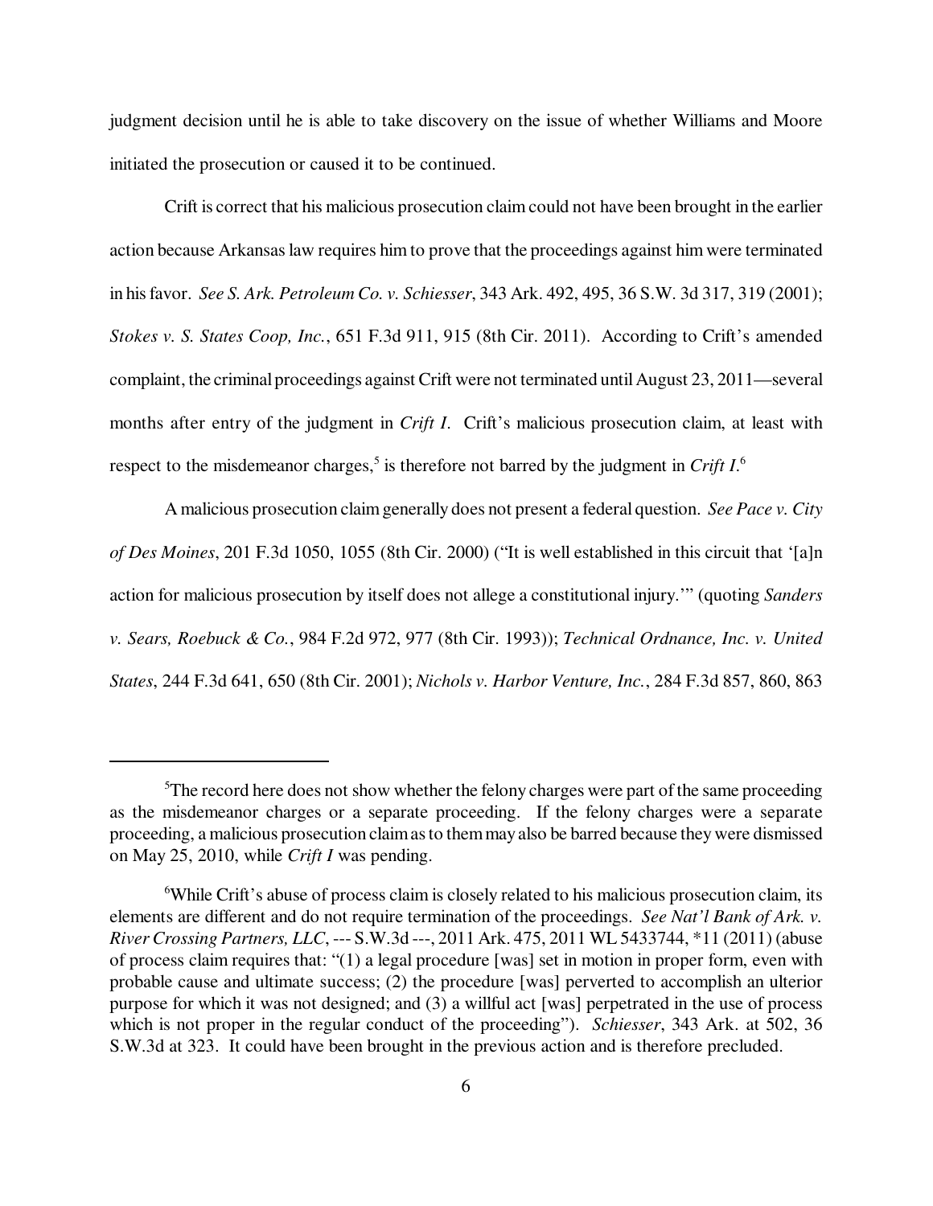judgment decision until he is able to take discovery on the issue of whether Williams and Moore initiated the prosecution or caused it to be continued.

Crift is correct that his malicious prosecution claim could not have been brought in the earlier action because Arkansas law requires him to prove that the proceedings against him were terminated in his favor. *See S. Ark. Petroleum Co. v. Schiesser*, 343 Ark. 492, 495, 36 S.W. 3d 317, 319 (2001); *Stokes v. S. States Coop, Inc.*, 651 F.3d 911, 915 (8th Cir. 2011). According to Crift's amended complaint, the criminal proceedings against Crift were not terminated until August 23, 2011—several months after entry of the judgment in *Crift I*. Crift's malicious prosecution claim, at least with respect to the misdemeanor charges,[5] is therefore not barred by the judgment in *Crift I*.[6]

A malicious prosecution claim generally does not present a federal question. *See Pace v. City of Des Moines*, 201 F.3d 1050, 1055 (8th Cir. 2000) ("It is well established in this circuit that '[a]n action for malicious prosecution by itself does not allege a constitutional injury.'" (quoting *Sanders v. Sears, Roebuck & Co.*, 984 F.2d 972, 977 (8th Cir. 1993)); *Technical Ordnance, Inc. v. United States*, 244 F.3d 641, 650 (8th Cir. 2001); *Nichols v. Harbor Venture, Inc.*, 284 F.3d 857, 860, 863

---

[5]The record here does not show whether the felony charges were part of the same proceeding as the misdemeanor charges or a separate proceeding. If the felony charges were a separate proceeding, a malicious prosecution claim as to them may also be barred because they were dismissed on May 25, 2010, while *Crift I* was pending.

[6]While Crift's abuse of process claim is closely related to his malicious prosecution claim, its elements are different and do not require termination of the proceedings. *See Nat'l Bank of Ark. v. River Crossing Partners, LLC*, --- S.W.3d ---, 2011 Ark. 475, 2011 WL 5433744, *11 (2011) (abuse of process claim requires that: "(1) a legal procedure [was] set in motion in proper form, even with probable cause and ultimate success; (2) the procedure [was] perverted to accomplish an ulterior purpose for which it was not designed; and (3) a willful act [was] perpetrated in the use of process which is not proper in the regular conduct of the proceeding"). *Schiesser*, 343 Ark. at 502, 36 S.W.3d at 323. It could have been brought in the previous action and is therefore precluded.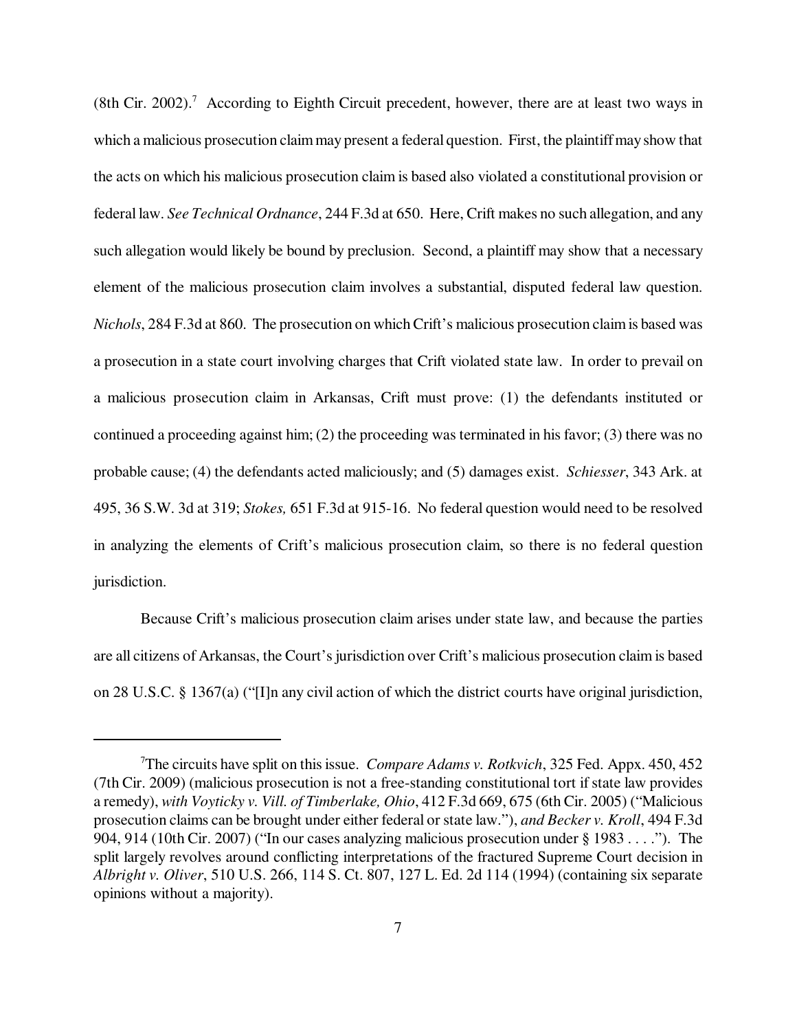(8th Cir. 2002).[7] According to Eighth Circuit precedent, however, there are at least two ways in which a malicious prosecution claim may present a federal question. First, the plaintiff may show that the acts on which his malicious prosecution claim is based also violated a constitutional provision or federal law. *See Technical Ordnance*, 244 F.3d at 650. Here, Crift makes no such allegation, and any such allegation would likely be bound by preclusion. Second, a plaintiff may show that a necessary element of the malicious prosecution claim involves a substantial, disputed federal law question. *Nichols*, 284 F.3d at 860. The prosecution on which Crift's malicious prosecution claim is based was a prosecution in a state court involving charges that Crift violated state law. In order to prevail on a malicious prosecution claim in Arkansas, Crift must prove: (1) the defendants instituted or continued a proceeding against him; (2) the proceeding was terminated in his favor; (3) there was no probable cause; (4) the defendants acted maliciously; and (5) damages exist. *Schiesser*, 343 Ark. at 495, 36 S.W. 3d at 319; *Stokes,* 651 F.3d at 915-16. No federal question would need to be resolved in analyzing the elements of Crift's malicious prosecution claim, so there is no federal question jurisdiction.

Because Crift's malicious prosecution claim arises under state law, and because the parties are all citizens of Arkansas, the Court's jurisdiction over Crift's malicious prosecution claim is based on 28 U.S.C. § 1367(a) ("[I]n any civil action of which the district courts have original jurisdiction,

---

[7]The circuits have split on this issue. *Compare Adams v. Rotkvich*, 325 Fed. Appx. 450, 452 (7th Cir. 2009) (malicious prosecution is not a free-standing constitutional tort if state law provides a remedy), *with Voyticky v. Vill. of Timberlake, Ohio*, 412 F.3d 669, 675 (6th Cir. 2005) ("Malicious prosecution claims can be brought under either federal or state law."), *and Becker v. Kroll*, 494 F.3d 904, 914 (10th Cir. 2007) ("In our cases analyzing malicious prosecution under § 1983 . . . ."). The split largely revolves around conflicting interpretations of the fractured Supreme Court decision in *Albright v. Oliver*, 510 U.S. 266, 114 S. Ct. 807, 127 L. Ed. 2d 114 (1994) (containing six separate opinions without a majority).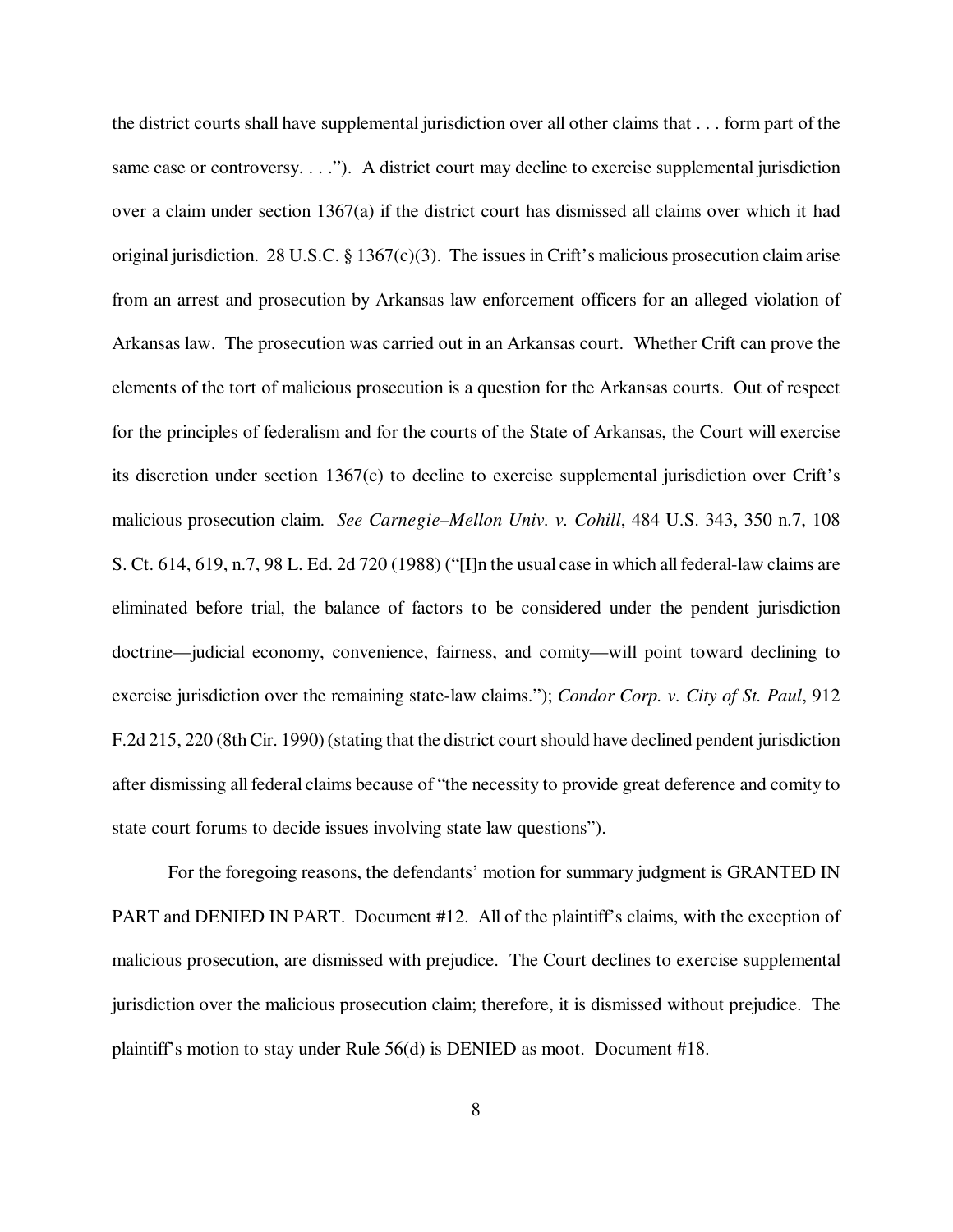the district courts shall have supplemental jurisdiction over all other claims that . . . form part of the same case or controversy. . . ."). A district court may decline to exercise supplemental jurisdiction over a claim under section 1367(a) if the district court has dismissed all claims over which it had original jurisdiction. 28 U.S.C. § 1367(c)(3). The issues in Crift's malicious prosecution claim arise from an arrest and prosecution by Arkansas law enforcement officers for an alleged violation of Arkansas law. The prosecution was carried out in an Arkansas court. Whether Crift can prove the elements of the tort of malicious prosecution is a question for the Arkansas courts. Out of respect for the principles of federalism and for the courts of the State of Arkansas, the Court will exercise its discretion under section 1367(c) to decline to exercise supplemental jurisdiction over Crift's malicious prosecution claim. *See Carnegie–Mellon Univ. v. Cohill*, 484 U.S. 343, 350 n.7, 108 S. Ct. 614, 619, n.7, 98 L. Ed. 2d 720 (1988) ("[I]n the usual case in which all federal-law claims are eliminated before trial, the balance of factors to be considered under the pendent jurisdiction doctrine—judicial economy, convenience, fairness, and comity—will point toward declining to exercise jurisdiction over the remaining state-law claims."); *Condor Corp. v. City of St. Paul*, 912 F.2d 215, 220 (8th Cir. 1990) (stating that the district court should have declined pendent jurisdiction after dismissing all federal claims because of "the necessity to provide great deference and comity to state court forums to decide issues involving state law questions").

For the foregoing reasons, the defendants' motion for summary judgment is GRANTED IN PART and DENIED IN PART. Document #12. All of the plaintiff's claims, with the exception of malicious prosecution, are dismissed with prejudice. The Court declines to exercise supplemental jurisdiction over the malicious prosecution claim; therefore, it is dismissed without prejudice. The plaintiff's motion to stay under Rule 56(d) is DENIED as moot. Document #18.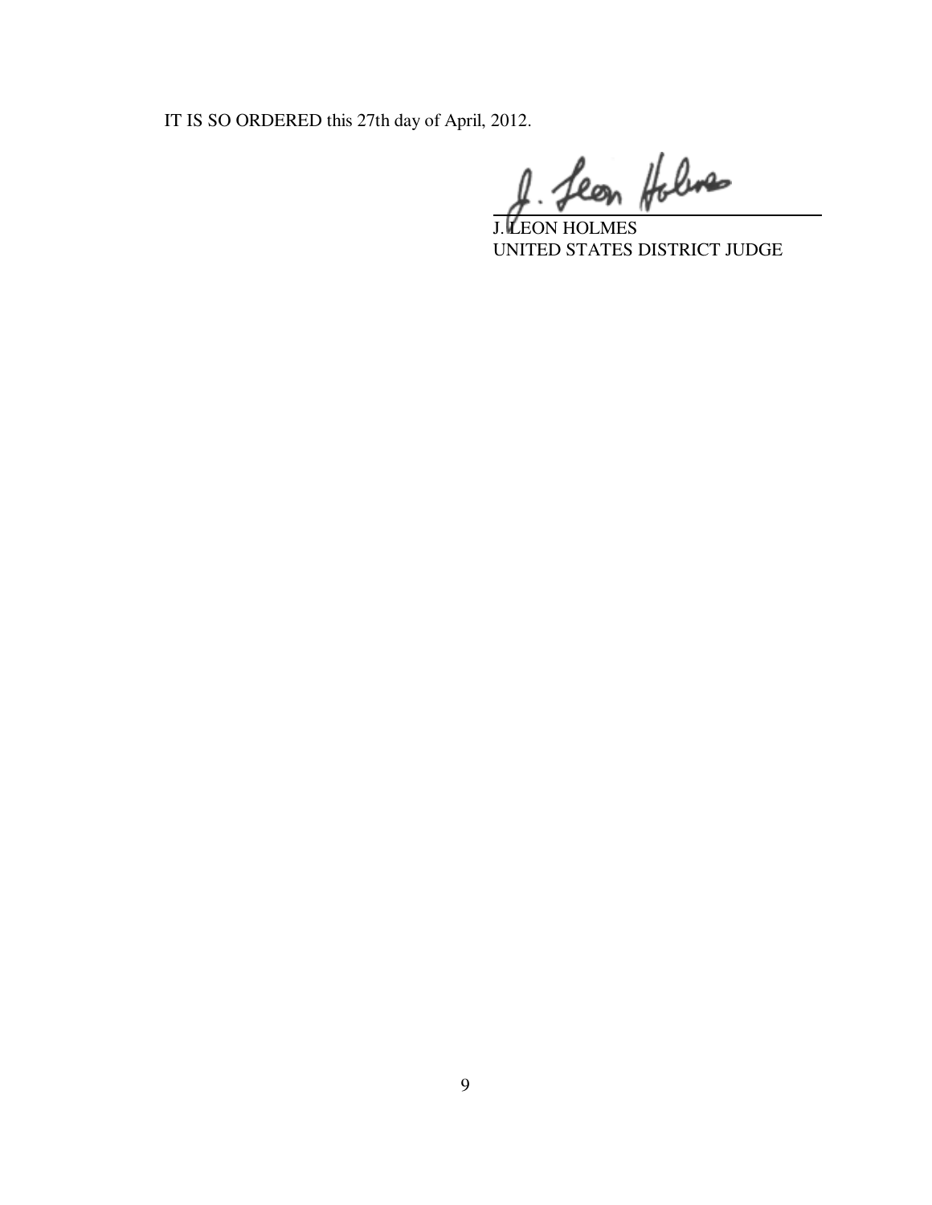IT IS SO ORDERED this 27th day of April, 2012.

J. LEON HOLMES
UNITED STATES DISTRICT JUDGE